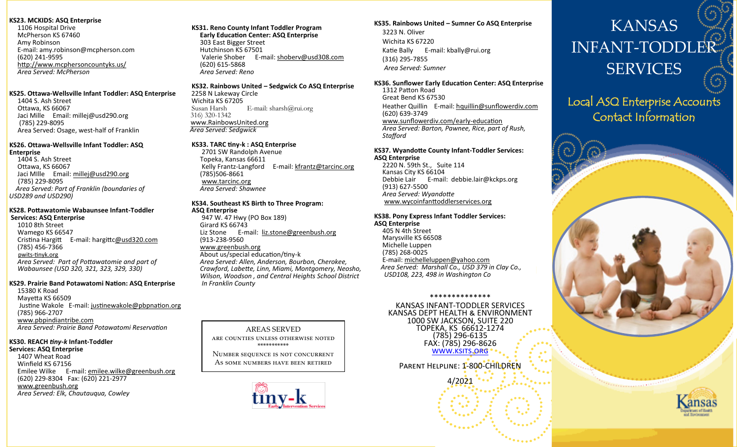**KS23. MCKIDS: ASQ Enterprise**
1106 Hospital Drive
McPherson KS 67460
Amy Robinson
E-mail: amy.robinson@mcpherson.com
(620) 241-9595
http://www.mcphersoncountyks.us/
*Area Served: McPherson*

**KS25. Ottawa-Wellsville Infant Toddler: ASQ Enterprise**
1404 S. Ash Street
Ottawa, KS 66067
Jaci Mille Email: millej@usd290.org
(785) 229-8095
Area Served: Osage, west-half of Franklin

**KS26. Ottawa-Wellsville Infant Toddler: ASQ Enterprise**
1404 S. Ash Street
Ottawa, KS 66067
Jaci MIlle Email: millej@usd290.org
(785) 229-8095
*Area Served: Part of Franklin (boundaries of USD289 and USD290)*

**KS28. Pottawatomie Wabaunsee Infant-Toddler Services: ASQ Enterprise**
1010 8th Street
Wamego KS 66547
Cristina Hargitt E-mail: hargittc@usd320.com
(785) 456-7366
pwits-tinyk.org
*Area Served: Part of Pottawatomie and part of Wabaunsee (USD 320, 321, 323, 329, 330)*

**KS29. Prairie Band Potawatomi Nation: ASQ Enterprise**
15380 K Road
Mayetta KS 66509
Justine Wakole E-mail: justinewakole@pbpnation.org
(785) 966-2707
www.pbpindiantribe.com
*Area Served: Prairie Band Potawatomi Reservation*

**KS30. REACH *tiny-k* Infant-Toddler Services: ASQ Enterprise**
1407 Wheat Road
Winfield KS 67156
Emilee Wilke E-mail: emilee.wilke@greenbush.org
(620) 229-8304 Fax: (620) 221-2977
www.greenbush.org
*Area Served: Elk, Chautauqua, Cowley*

**KS31. Reno County Infant Toddler Program Early Education Center: ASQ Enterprise**
303 East Bigger Street
Hutchinson KS 67501
Valerie Shober E-mail: shoberv@usd308.com
(620) 615-5868
*Area Served: Reno*

**KS32. Rainbows United – Sedgwick Co ASQ Enterprise**
2258 N Lakeway Circle
Wichita KS 67205
Susan Harsh E-mail: sharsh@rui.org
316) 320-1342
www.RainbowsUnited.org
*Area Served: Sedgwick*

**KS33. TARC tiny-k : ASQ Enterprise**
2701 SW Randolph Avenue
Topeka, Kansas 66611
Kelly Frantz-Langford E-mail: kfrantz@tarcinc.org
(785)506-8661
www.tarcinc.org
*Area Served: Shawnee*

**KS34. Southeast KS Birth to Three Program: ASQ Enterprise**
947 W. 47 Hwy (PO Box 189)
Girard KS 66743
Liz Stone E-mail: liz.stone@greenbush.org
(913-238-9560
www.greenbush.org
About us/special education/tiny-k
*Area Served: Allen, Anderson, Bourbon, Cherokee, Crawford, Labette, Linn, Miami, Montgomery, Neosho, Wilson, Woodson , and Central Heights School District In Franklin County*

AREAS SERVED
ARE COUNTIES UNLESS OTHERWISE NOTED
\*\*\*\*\*\*\*\*\*\*\*
NUMBER SEQUENCE IS NOT CONCURRENT
AS SOME NUMBERS HAVE BEEN RETIRED

tiny-k Early Intervention Services

**KS35. Rainbows United – Sumner Co ASQ Enterprise**
3223 N. Oliver
Wichita KS 67220
Katie Bally E-mail: kbally@rui.org
(316) 295-7855
*Area Served: Sumner*

**KS36. Sunflower Early Education Center: ASQ Enterprise**
1312 Patton Road
Great Bend KS 67530
Heather Quillin E-mail: hquillin@sunflowerdiv.com
(620) 639-3749
www.sunflowerdiv.com/early-education
*Area Served: Barton, Pawnee, Rice, part of Rush, Stafford*

**KS37. Wyandotte County Infant-Toddler Services: ASQ Enterprise**
2220 N. 59th St., Suite 114
Kansas City KS 66104
Debbie Lair E-mail: debbie.lair@kckps.org
(913) 627-5500
*Area Served: Wyandotte*
www.wycoinfanttoddlerservices.org

**KS38. Pony Express Infant Toddler Services: ASQ Enterprise**
405 N 4th Street
Marysville KS 66508
Michelle Luppen
(785) 268-0025
E-mail: michelleluppen@yahoo.com
*Area Served: Marshall Co., USD 379 in Clay Co., USD108, 223, 498 in Washington Co*

\*\*\*\*\*\*\*\*\*\*\*\*\*\*

KANSAS INFANT-TODDLER SERVICES
KANSAS DEPT HEALTH & ENVIRONMENT
1000 SW JACKSON, SUITE 220
TOPEKA, KS 66612-1274
(785) 296-6135
FAX: (785) 296-8626
WWW.KSITS.ORG

PARENT HELPLINE: 1-800-CHILDREN

4/2021

# KANSAS INFANT-TODDLER SERVICES

## Local ASQ Enterprise Accounts Contact Information

Kansas Department of Health and Environment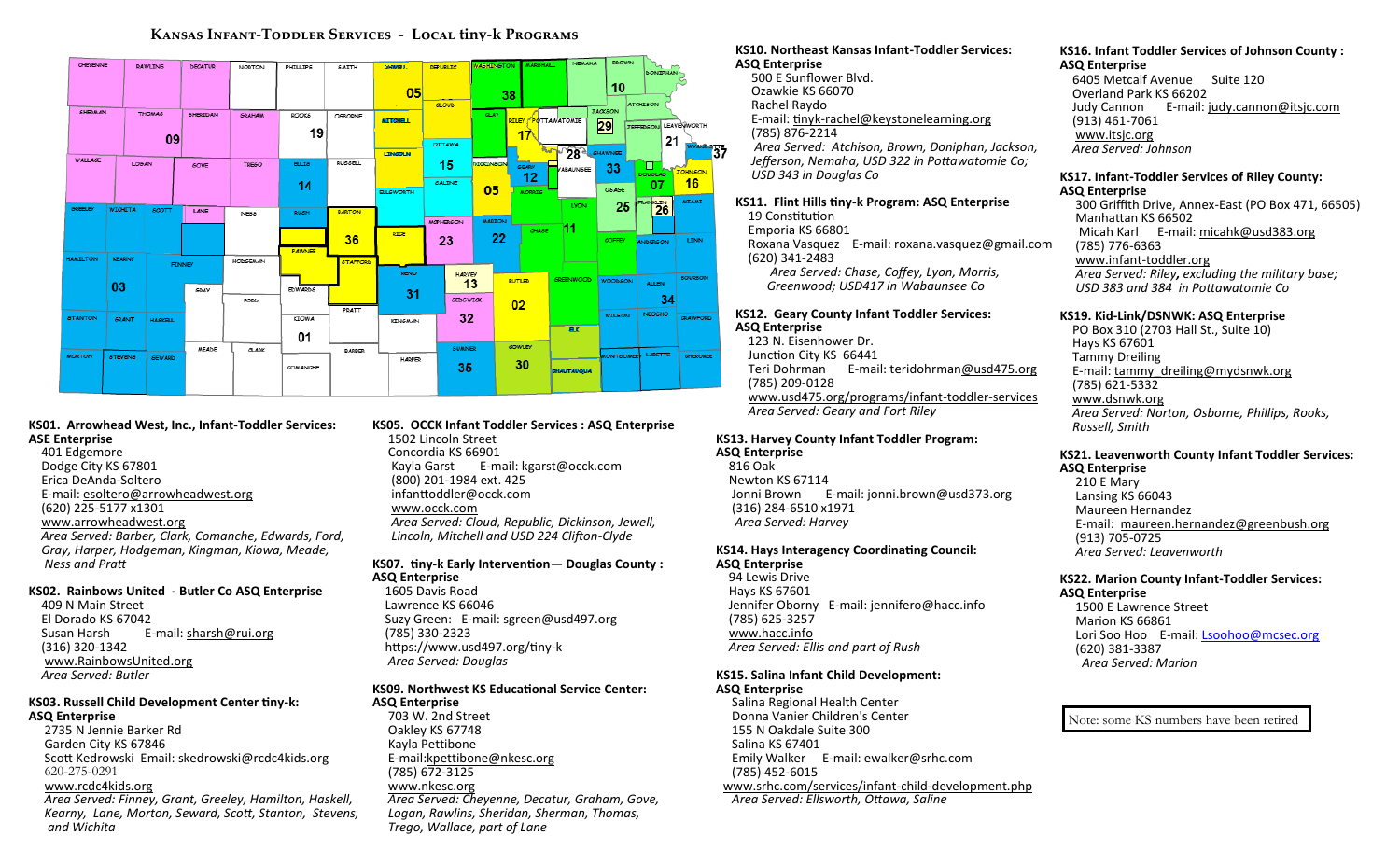# Kansas Infant-Toddler Services - Local tiny-k Programs

**KS01. Arrowhead West, Inc., Infant-Toddler Services: ASE Enterprise**
401 Edgemore
Dodge City KS 67801
Erica DeAnda-Soltero
E-mail: esoltero@arrowheadwest.org
(620) 225-5177 x1301
www.arrowheadwest.org
*Area Served: Barber, Clark, Comanche, Edwards, Ford, Gray, Harper, Hodgeman, Kingman, Kiowa, Meade, Ness and Pratt*

**KS02. Rainbows United - Butler Co ASQ Enterprise**
409 N Main Street
El Dorado KS 67042
Susan Harsh E-mail: sharsh@rui.org
(316) 320-1342
www.RainbowsUnited.org
*Area Served: Butler*

**KS03. Russell Child Development Center tiny-k: ASQ Enterprise**
2735 N Jennie Barker Rd
Garden City KS 67846
Scott Kedrowski Email: skedrowski@rcdc4kids.org
620-275-0291
www.rcdc4kids.org
*Area Served: Finney, Grant, Greeley, Hamilton, Haskell, Kearny, Lane, Morton, Seward, Scott, Stanton, Stevens, and Wichita*

**KS05. OCCK Infant Toddler Services : ASQ Enterprise**
1502 Lincoln Street
Concordia KS 66901
Kayla Garst E-mail: kgarst@occk.com
(800) 201-1984 ext. 425
infanttoddler@occk.com
www.occk.com
*Area Served: Cloud, Republic, Dickinson, Jewell, Lincoln, Mitchell and USD 224 Clifton-Clyde*

**KS07. tiny-k Early Intervention— Douglas County : ASQ Enterprise**
1605 Davis Road
Lawrence KS 66046
Suzy Green: E-mail: sgreen@usd497.org
(785) 330-2323
https://www.usd497.org/tiny-k
*Area Served: Douglas*

**KS09. Northwest KS Educational Service Center: ASQ Enterprise**
703 W. 2nd Street
Oakley KS 67748
Kayla Pettibone
E-mail:kpettibone@nkesc.org
(785) 672-3125
www.nkesc.org
*Area Served: Cheyenne, Decatur, Graham, Gove, Logan, Rawlins, Sheridan, Sherman, Thomas, Trego, Wallace, part of Lane*

**KS10. Northeast Kansas Infant-Toddler Services: ASQ Enterprise**
500 E Sunflower Blvd.
Ozawkie KS 66070
Rachel Raydo
E-mail: tinyk-rachel@keystonelearning.org
(785) 876-2214
*Area Served: Atchison, Brown, Doniphan, Jackson, Jefferson, Nemaha, USD 322 in Pottawatomie Co; USD 343 in Douglas Co*

**KS11. Flint Hills tiny-k Program: ASQ Enterprise**
19 Constitution
Emporia KS 66801
Roxana Vasquez E-mail: roxana.vasquez@gmail.com
(620) 341-2483
*Area Served: Chase, Coffey, Lyon, Morris, Greenwood; USD417 in Wabaunsee Co*

**KS12. Geary County Infant Toddler Services: ASQ Enterprise**
123 N. Eisenhower Dr.
Junction City KS 66441
Teri Dohrman E-mail: teridohrman@usd475.org
(785) 209-0128
www.usd475.org/programs/infant-toddler-services
*Area Served: Geary and Fort Riley*

**KS13. Harvey County Infant Toddler Program: ASQ Enterprise**
816 Oak
Newton KS 67114
Jonni Brown E-mail: jonni.brown@usd373.org
(316) 284-6510 x1971
*Area Served: Harvey*

**KS14. Hays Interagency Coordinating Council: ASQ Enterprise**
94 Lewis Drive
Hays KS 67601
Jennifer Oborny E-mail: jennifero@hacc.info
(785) 625-3257
www.hacc.info
*Area Served: Ellis and part of Rush*

**KS15. Salina Infant Child Development: ASQ Enterprise**
Salina Regional Health Center
Donna Vanier Children's Center
155 N Oakdale Suite 300
Salina KS 67401
Emily Walker E-mail: ewalker@srhc.com
(785) 452-6015
www.srhc.com/services/infant-child-development.php
*Area Served: Ellsworth, Ottawa, Saline*

**KS16. Infant Toddler Services of Johnson County : ASQ Enterprise**
6405 Metcalf Avenue Suite 120
Overland Park KS 66202
Judy Cannon E-mail: judy.cannon@itsjc.com
(913) 461-7061
www.itsjc.org
*Area Served: Johnson*

**KS17. Infant-Toddler Services of Riley County: ASQ Enterprise**
300 Griffith Drive, Annex-East (PO Box 471, 66505)
Manhattan KS 66502
Micah Karl E-mail: micahk@usd383.org
(785) 776-6363
www.infant-toddler.org
*Area Served: Riley, excluding the military base; USD 383 and 384 in Pottawatomie Co*

**KS19. Kid-Link/DSNWK: ASQ Enterprise**
PO Box 310 (2703 Hall St., Suite 10)
Hays KS 67601
Tammy Dreiling
E-mail: tammy_dreiling@mydsnwk.org
(785) 621-5332
www.dsnwk.org
*Area Served: Norton, Osborne, Phillips, Rooks, Russell, Smith*

**KS21. Leavenworth County Infant Toddler Services: ASQ Enterprise**
210 E Mary
Lansing KS 66043
Maureen Hernandez
E-mail: maureen.hernandez@greenbush.org
(913) 705-0725
*Area Served: Leavenworth*

**KS22. Marion County Infant-Toddler Services: ASQ Enterprise**
1500 E Lawrence Street
Marion KS 66861
Lori Soo Hoo E-mail: Lsoohoo@mcsec.org
(620) 381-3387
*Area Served: Marion*

Note: some KS numbers have been retired